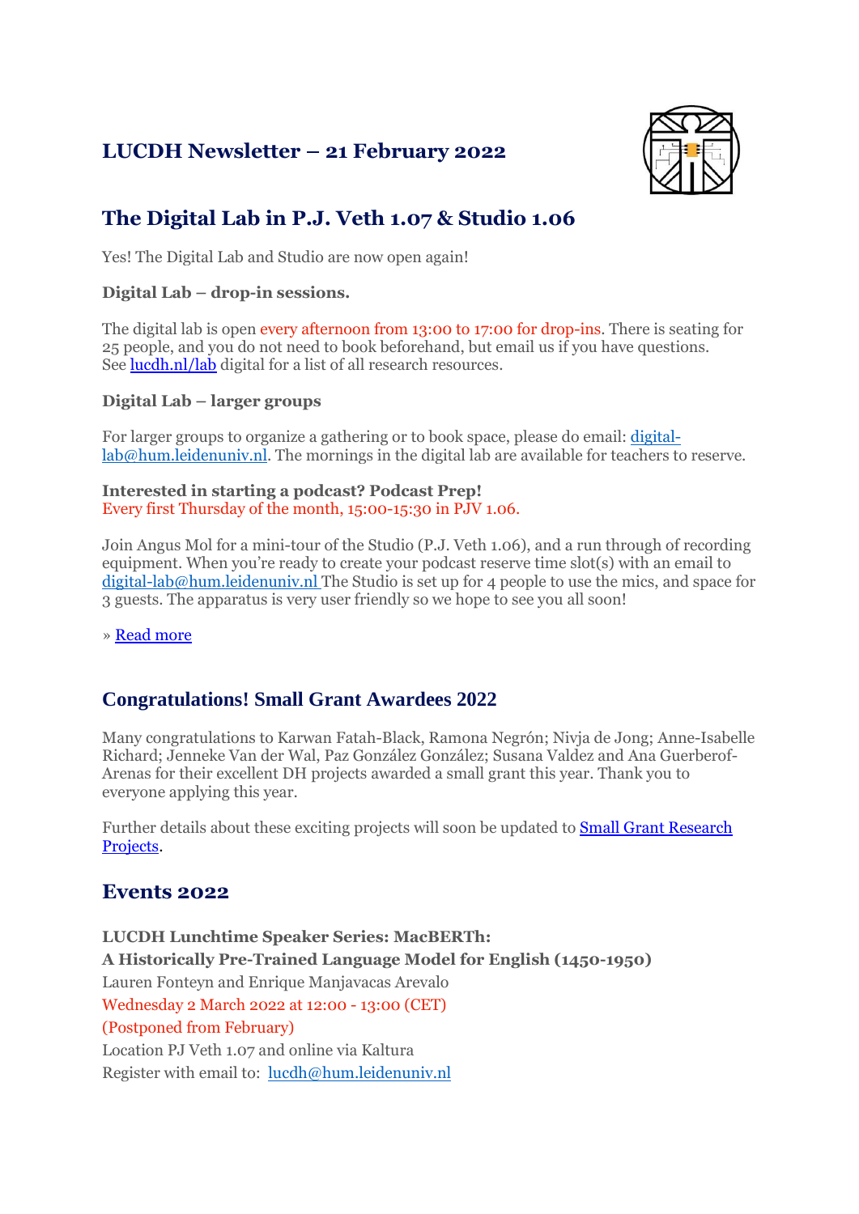# LUCDH Newsletter – 21 February 2022

## The Digital Lab in P.J. Veth 1.07 & Studio 1.06

Yes! The Digital Lab and Studio are now open again!

**Digital Lab – drop-in sessions.**

The digital lab is open every afternoon from 13:00 to 17:00 for drop-ins. There is seating for 25 people, and you do not need to book beforehand, but email us if you have questions. See [lucdh.nl/lab](lucdh.nl/lab) digital for a list of all research resources.

**Digital Lab – larger groups**

For larger groups to organize a gathering or to book space, please do email: [digital-lab@hum.leidenuniv.nl](mailto:digital-lab@hum.leidenuniv.nl). The mornings in the digital lab are available for teachers to reserve.

**Interested in starting a podcast? Podcast Prep!**
Every first Thursday of the month, 15:00-15:30 in PJV 1.06.

Join Angus Mol for a mini-tour of the Studio (P.J. Veth 1.06), and a run through of recording equipment. When you're ready to create your podcast reserve time slot(s) with an email to [digital-lab@hum.leidenuniv.nl](mailto:digital-lab@hum.leidenuniv.nl) The Studio is set up for 4 people to use the mics, and space for 3 guests. The apparatus is very user friendly so we hope to see you all soon!

» Read more

## Congratulations! Small Grant Awardees 2022

Many congratulations to Karwan Fatah-Black, Ramona Negrón; Nivja de Jong; Anne-Isabelle Richard; Jenneke Van der Wal, Paz González González; Susana Valdez and Ana Guerberof-Arenas for their excellent DH projects awarded a small grant this year. Thank you to everyone applying this year.

Further details about these exciting projects will soon be updated to Small Grant Research Projects.

## Events 2022

**LUCDH Lunchtime Speaker Series: MacBERTh:**
**A Historically Pre-Trained Language Model for English (1450-1950)**
Lauren Fonteyn and Enrique Manjavacas Arevalo
Wednesday 2 March 2022 at 12:00 - 13:00 (CET)
(Postponed from February)
Location PJ Veth 1.07 and online via Kaltura
Register with email to: [lucdh@hum.leidenuniv.nl](mailto:lucdh@hum.leidenuniv.nl)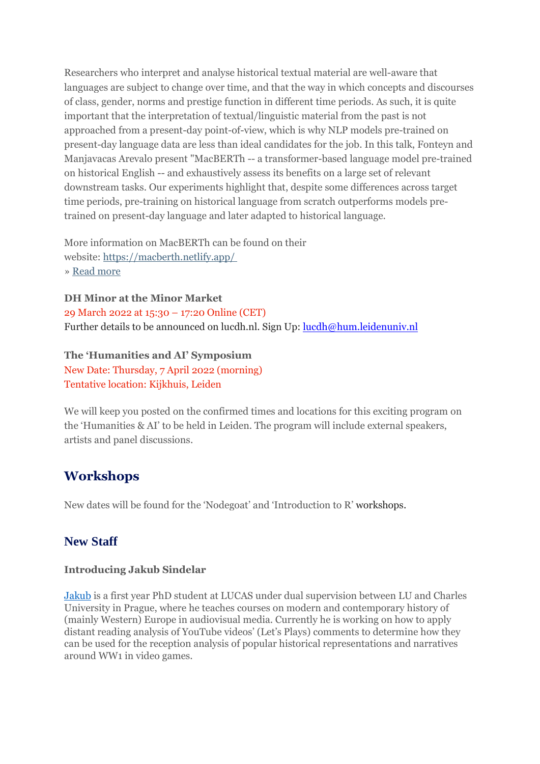Researchers who interpret and analyse historical textual material are well-aware that languages are subject to change over time, and that the way in which concepts and discourses of class, gender, norms and prestige function in different time periods. As such, it is quite important that the interpretation of textual/linguistic material from the past is not approached from a present-day point-of-view, which is why NLP models pre-trained on present-day language data are less than ideal candidates for the job. In this talk, Fonteyn and Manjavacas Arevalo present "MacBERTh -- a transformer-based language model pre-trained on historical English -- and exhaustively assess its benefits on a large set of relevant downstream tasks. Our experiments highlight that, despite some differences across target time periods, pre-training on historical language from scratch outperforms models pre-trained on present-day language and later adapted to historical language.

More information on MacBERTh can be found on their website: [https://macberth.netlify.app/](https://macberth.netlify.app/)
» [Read more]()

**DH Minor at the Minor Market**
29 March 2022 at 15:30 – 17:20 Online (CET)
Further details to be announced on lucdh.nl. Sign Up: [lucdh@hum.leidenuniv.nl](mailto:lucdh@hum.leidenuniv.nl)

**The 'Humanities and AI' Symposium**
New Date: Thursday, 7 April 2022 (morning)
Tentative location: Kijkhuis, Leiden

We will keep you posted on the confirmed times and locations for this exciting program on the 'Humanities & AI' to be held in Leiden. The program will include external speakers, artists and panel discussions.

## Workshops

New dates will be found for the 'Nodegoat' and 'Introduction to R' workshops.

### New Staff

**Introducing Jakub Sindelar**

[Jakub]() is a first year PhD student at LUCAS under dual supervision between LU and Charles University in Prague, where he teaches courses on modern and contemporary history of (mainly Western) Europe in audiovisual media. Currently he is working on how to apply distant reading analysis of YouTube videos' (Let's Plays) comments to determine how they can be used for the reception analysis of popular historical representations and narratives around WW1 in video games.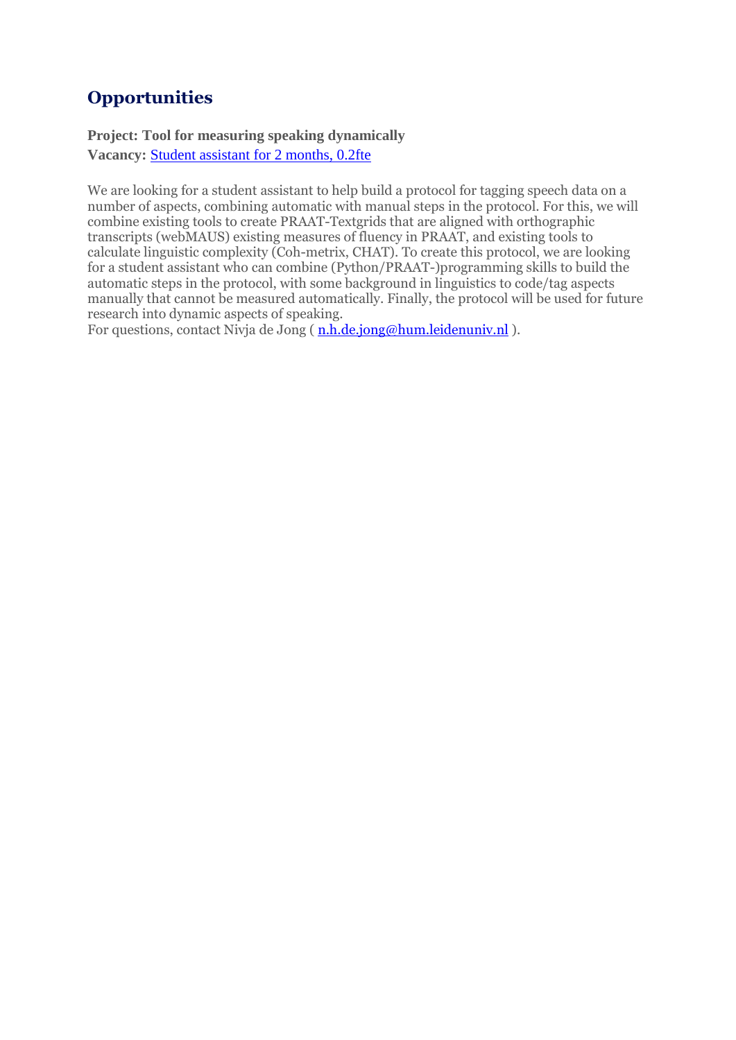## Opportunities

**Project: Tool for measuring speaking dynamically**
**Vacancy:** Student assistant for 2 months, 0.2fte

We are looking for a student assistant to help build a protocol for tagging speech data on a number of aspects, combining automatic with manual steps in the protocol. For this, we will combine existing tools to create PRAAT-Textgrids that are aligned with orthographic transcripts (webMAUS) existing measures of fluency in PRAAT, and existing tools to calculate linguistic complexity (Coh-metrix, CHAT). To create this protocol, we are looking for a student assistant who can combine (Python/PRAAT-)programming skills to build the automatic steps in the protocol, with some background in linguistics to code/tag aspects manually that cannot be measured automatically. Finally, the protocol will be used for future research into dynamic aspects of speaking.
For questions, contact Nivja de Jong ( n.h.de.jong@hum.leidenuniv.nl ).